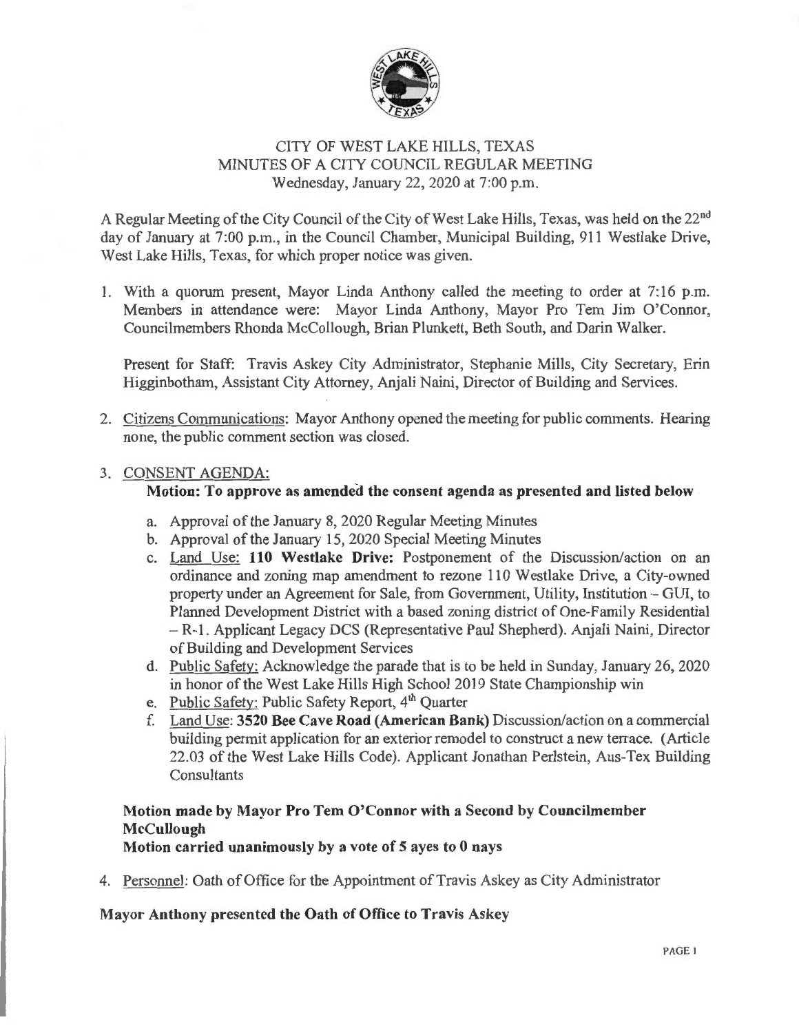# CITY OF WEST LAKE HILLS, TEXAS
## MINUTES OF A CITY COUNCIL REGULAR MEETING
### Wednesday, January 22, 2020 at 7:00 p.m.

A Regular Meeting of the City Council of the City of West Lake Hills, Texas, was held on the 22nd day of January at 7:00 p.m., in the Council Chamber, Municipal Building, 911 Westlake Drive, West Lake Hills, Texas, for which proper notice was given.

1. With a quorum present, Mayor Linda Anthony called the meeting to order at 7:16 p.m. Members in attendance were: Mayor Linda Anthony, Mayor Pro Tem Jim O'Connor, Councilmembers Rhonda McCollough, Brian Plunkett, Beth South, and Darin Walker.

   Present for Staff: Travis Askey City Administrator, Stephanie Mills, City Secretary, Erin Higginbotham, Assistant City Attorney, Anjali Naini, Director of Building and Services.

2. Citizens Communications: Mayor Anthony opened the meeting for public comments. Hearing none, the public comment section was closed.

3. CONSENT AGENDA:

   **Motion: To approve as amended the consent agenda as presented and listed below**

   a. Approval of the January 8, 2020 Regular Meeting Minutes
   b. Approval of the January 15, 2020 Special Meeting Minutes
   c. Land Use: **110 Westlake Drive:** Postponement of the Discussion/action on an ordinance and zoning map amendment to rezone 110 Westlake Drive, a City-owned property under an Agreement for Sale, from Government, Utility, Institution – GUI, to Planned Development District with a based zoning district of One-Family Residential – R-1. Applicant Legacy DCS (Representative Paul Shepherd). Anjali Naini, Director of Building and Development Services
   d. Public Safety: Acknowledge the parade that is to be held in Sunday, January 26, 2020 in honor of the West Lake Hills High School 2019 State Championship win
   e. Public Safety: Public Safety Report, 4th Quarter
   f. Land Use: **3520 Bee Cave Road (American Bank)** Discussion/action on a commercial building permit application for an exterior remodel to construct a new terrace. (Article 22.03 of the West Lake Hills Code). Applicant Jonathan Perlstein, Aus-Tex Building Consultants

   **Motion made by Mayor Pro Tem O'Connor with a Second by Councilmember McCullough**
   **Motion carried unanimously by a vote of 5 ayes to 0 nays**

4. Personnel: Oath of Office for the Appointment of Travis Askey as City Administrator

**Mayor Anthony presented the Oath of Office to Travis Askey**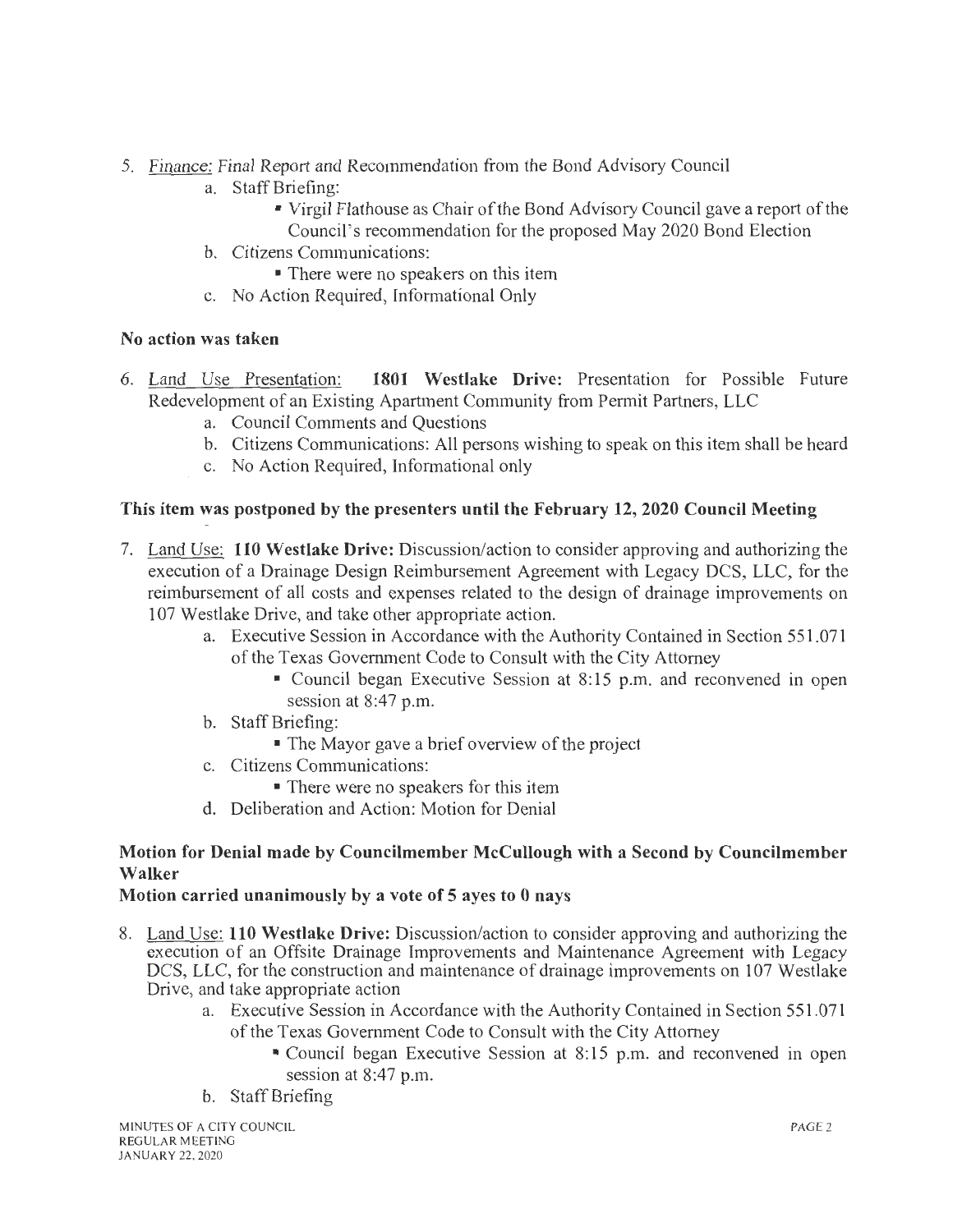5. Finance: Final Report and Recommendation from the Bond Advisory Council
    a. Staff Briefing:
        - Virgil Flathouse as Chair of the Bond Advisory Council gave a report of the Council's recommendation for the proposed May 2020 Bond Election
    b. Citizens Communications:
        - There were no speakers on this item
    c. No Action Required, Informational Only

**No action was taken**

6. Land Use Presentation: **1801 Westlake Drive:** Presentation for Possible Future Redevelopment of an Existing Apartment Community from Permit Partners, LLC
    a. Council Comments and Questions
    b. Citizens Communications: All persons wishing to speak on this item shall be heard
    c. No Action Required, Informational only

**This item was postponed by the presenters until the February 12, 2020 Council Meeting**

7. Land Use: **110 Westlake Drive:** Discussion/action to consider approving and authorizing the execution of a Drainage Design Reimbursement Agreement with Legacy DCS, LLC, for the reimbursement of all costs and expenses related to the design of drainage improvements on 107 Westlake Drive, and take other appropriate action.
    a. Executive Session in Accordance with the Authority Contained in Section 551.071 of the Texas Government Code to Consult with the City Attorney
        - Council began Executive Session at 8:15 p.m. and reconvened in open session at 8:47 p.m.
    b. Staff Briefing:
        - The Mayor gave a brief overview of the project
    c. Citizens Communications:
        - There were no speakers for this item
    d. Deliberation and Action: Motion for Denial

**Motion for Denial made by Councilmember McCullough with a Second by Councilmember Walker**

**Motion carried unanimously by a vote of 5 ayes to 0 nays**

8. Land Use: **110 Westlake Drive:** Discussion/action to consider approving and authorizing the execution of an Offsite Drainage Improvements and Maintenance Agreement with Legacy DCS, LLC, for the construction and maintenance of drainage improvements on 107 Westlake Drive, and take appropriate action
    a. Executive Session in Accordance with the Authority Contained in Section 551.071 of the Texas Government Code to Consult with the City Attorney
        - Council began Executive Session at 8:15 p.m. and reconvened in open session at 8:47 p.m.
    b. Staff Briefing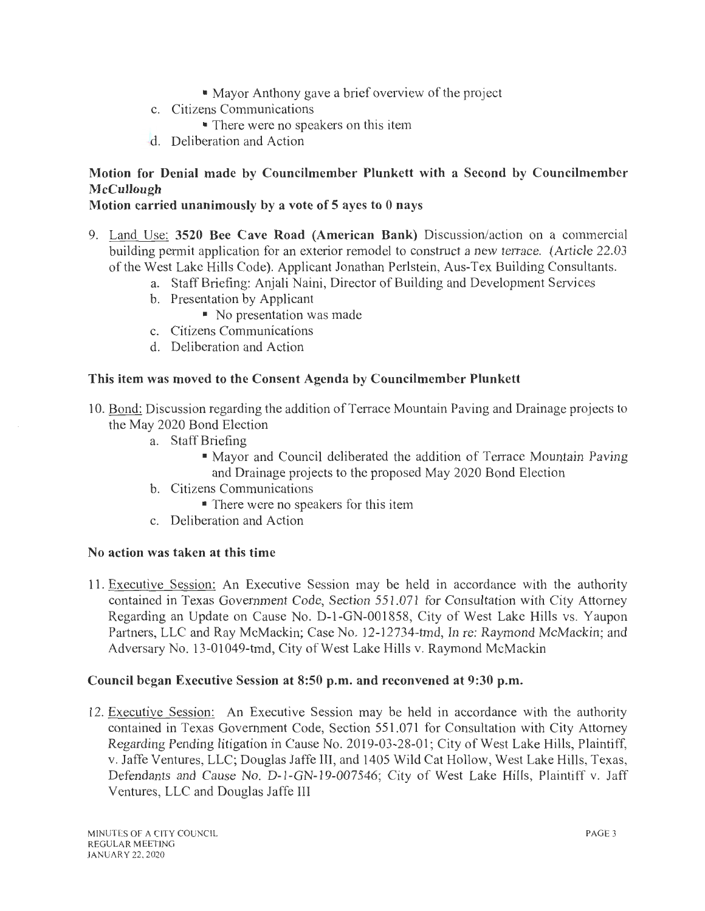- Mayor Anthony gave a brief overview of the project
- c. Citizens Communications
  - There were no speakers on this item
- d. Deliberation and Action

**Motion for Denial made by Councilmember Plunkett with a Second by Councilmember McCullough**
**Motion carried unanimously by a vote of 5 ayes to 0 nays**

9. Land Use: **3520 Bee Cave Road (American Bank)** Discussion/action on a commercial building permit application for an exterior remodel to construct a new terrace. (Article 22.03 of the West Lake Hills Code). Applicant Jonathan Perlstein, Aus-Tex Building Consultants.
   - a. Staff Briefing: Anjali Naini, Director of Building and Development Services
   - b. Presentation by Applicant
     - No presentation was made
   - c. Citizens Communications
   - d. Deliberation and Action

**This item was moved to the Consent Agenda by Councilmember Plunkett**

10. Bond: Discussion regarding the addition of Terrace Mountain Paving and Drainage projects to the May 2020 Bond Election
    - a. Staff Briefing
      - Mayor and Council deliberated the addition of Terrace Mountain Paving and Drainage projects to the proposed May 2020 Bond Election
    - b. Citizens Communications
      - There were no speakers for this item
    - c. Deliberation and Action

**No action was taken at this time**

11. Executive Session: An Executive Session may be held in accordance with the authority contained in Texas Government Code, Section 551.071 for Consultation with City Attorney Regarding an Update on Cause No. D-1-GN-001858, City of West Lake Hills vs. Yaupon Partners, LLC and Ray McMackin; Case No. 12-12734-tmd, In re: Raymond McMackin; and Adversary No. 13-01049-tmd, City of West Lake Hills v. Raymond McMackin

**Council began Executive Session at 8:50 p.m. and reconvened at 9:30 p.m.**

12. Executive Session: An Executive Session may be held in accordance with the authority contained in Texas Government Code, Section 551.071 for Consultation with City Attorney Regarding Pending litigation in Cause No. 2019-03-28-01; City of West Lake Hills, Plaintiff, v. Jaffe Ventures, LLC; Douglas Jaffe III, and 1405 Wild Cat Hollow, West Lake Hills, Texas, Defendants and Cause No. D-1-GN-19-007546; City of West Lake Hills, Plaintiff v. Jaff Ventures, LLC and Douglas Jaffe III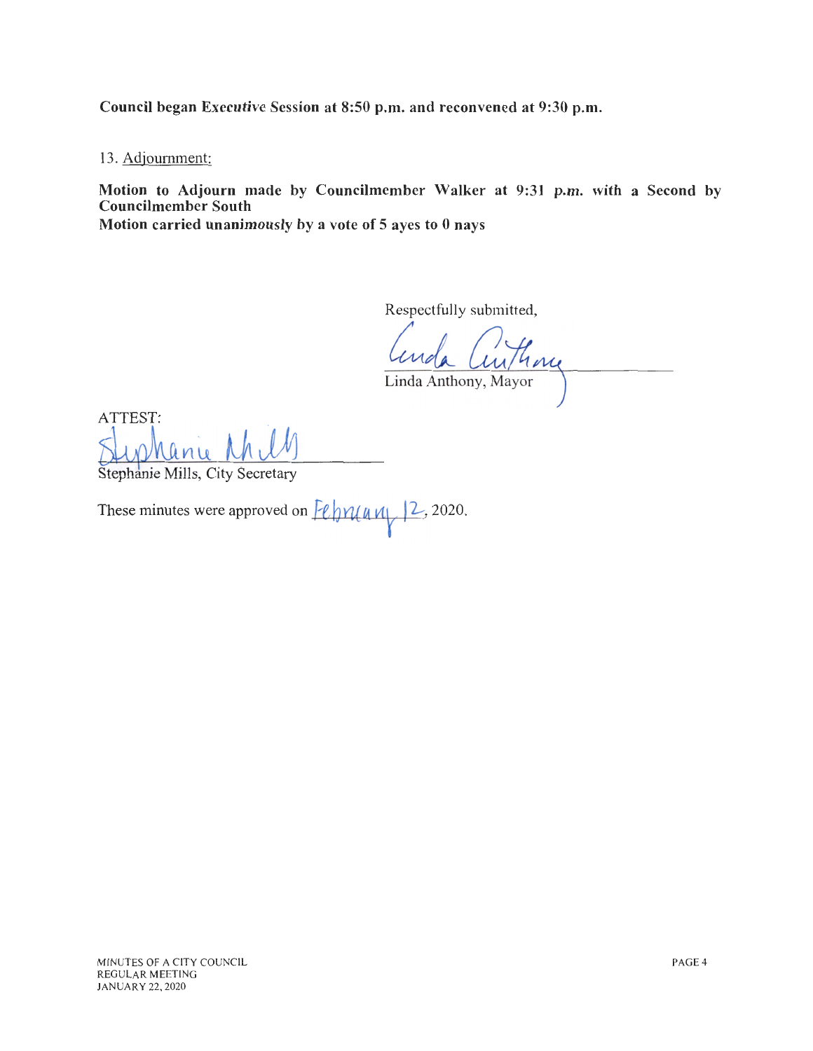**Council began Executive Session at 8:50 p.m. and reconvened at 9:30 p.m.**

13. Adjournment:

**Motion to Adjourn made by Councilmember Walker at 9:31 p.m. with a Second by Councilmember South**
**Motion carried unanimously by a vote of 5 ayes to 0 nays**

Respectfully submitted,

Linda Anthony

Linda Anthony, Mayor

ATTEST:

Stephanie Mills

Stephanie Mills, City Secretary

These minutes were approved on February 12, 2020.